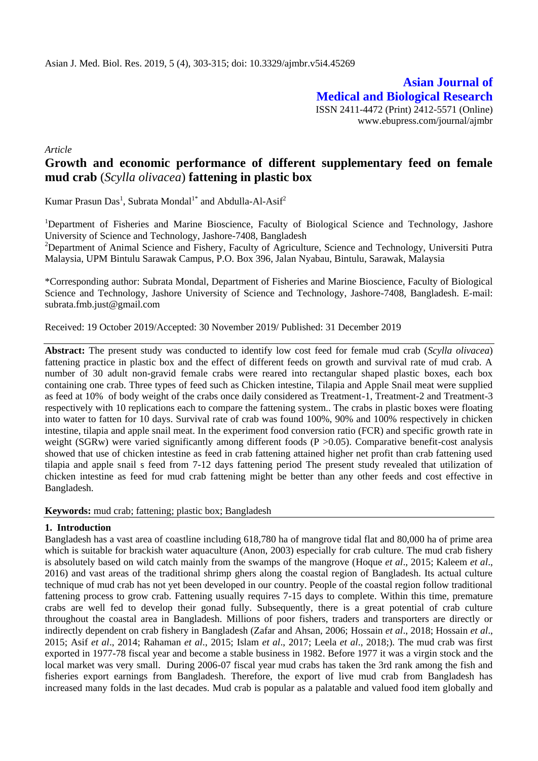Asian J. Med. Biol. Res. 2019, 5 (4), 303-315; doi: 10.3329/ajmbr.v5i4.45269

**Asian Journal of Medical and Biological Research**

ISSN 2411-4472 (Print) 2412-5571 (Online)
www.ebupress.com/journal/ajmbr

*Article*

# Growth and economic performance of different supplementary feed on female mud crab (*Scylla olivacea*) fattening in plastic box

Kumar Prasun Das[1], Subrata Mondal[1*] and Abdulla-Al-Asif[2]

[1]Department of Fisheries and Marine Bioscience, Faculty of Biological Science and Technology, Jashore University of Science and Technology, Jashore-7408, Bangladesh

[2]Department of Animal Science and Fishery, Faculty of Agriculture, Science and Technology, Universiti Putra Malaysia, UPM Bintulu Sarawak Campus, P.O. Box 396, Jalan Nyabau, Bintulu, Sarawak, Malaysia

*Corresponding author: Subrata Mondal, Department of Fisheries and Marine Bioscience, Faculty of Biological Science and Technology, Jashore University of Science and Technology, Jashore-7408, Bangladesh. E-mail: subrata.fmb.just@gmail.com

Received: 19 October 2019/Accepted: 30 November 2019/ Published: 31 December 2019

**Abstract:** The present study was conducted to identify low cost feed for female mud crab (*Scylla olivacea*) fattening practice in plastic box and the effect of different feeds on growth and survival rate of mud crab. A number of 30 adult non-gravid female crabs were reared into rectangular shaped plastic boxes, each box containing one crab. Three types of feed such as Chicken intestine, Tilapia and Apple Snail meat were supplied as feed at 10% of body weight of the crabs once daily considered as Treatment-1, Treatment-2 and Treatment-3 respectively with 10 replications each to compare the fattening system.. The crabs in plastic boxes were floating into water to fatten for 10 days. Survival rate of crab was found 100%, 90% and 100% respectively in chicken intestine, tilapia and apple snail meat. In the experiment food conversion ratio (FCR) and specific growth rate in weight (SGRw) were varied significantly among different foods ($P > 0.05$). Comparative benefit-cost analysis showed that use of chicken intestine as feed in crab fattening attained higher net profit than crab fattening used tilapia and apple snail s feed from 7-12 days fattening period The present study revealed that utilization of chicken intestine as feed for mud crab fattening might be better than any other feeds and cost effective in Bangladesh.

**Keywords:** mud crab; fattening; plastic box; Bangladesh

## 1. Introduction

Bangladesh has a vast area of coastline including 618,780 ha of mangrove tidal flat and 80,000 ha of prime area which is suitable for brackish water aquaculture (Anon, 2003) especially for crab culture. The mud crab fishery is absolutely based on wild catch mainly from the swamps of the mangrove (Hoque *et al*., 2015; Kaleem *et al*., 2016) and vast areas of the traditional shrimp ghers along the coastal region of Bangladesh. Its actual culture technique of mud crab has not yet been developed in our country. People of the coastal region follow traditional fattening process to grow crab. Fattening usually requires 7-15 days to complete. Within this time, premature crabs are well fed to develop their gonad fully. Subsequently, there is a great potential of crab culture throughout the coastal area in Bangladesh. Millions of poor fishers, traders and transporters are directly or indirectly dependent on crab fishery in Bangladesh (Zafar and Ahsan, 2006; Hossain *et al*., 2018; Hossain *et al*., 2015; Asif *et al*., 2014; Rahaman *et al*., 2015; Islam *et al*., 2017; Leela *et al*., 2018;). The mud crab was first exported in 1977-78 fiscal year and become a stable business in 1982. Before 1977 it was a virgin stock and the local market was very small. During 2006-07 fiscal year mud crabs has taken the 3rd rank among the fish and fisheries export earnings from Bangladesh. Therefore, the export of live mud crab from Bangladesh has increased many folds in the last decades. Mud crab is popular as a palatable and valued food item globally and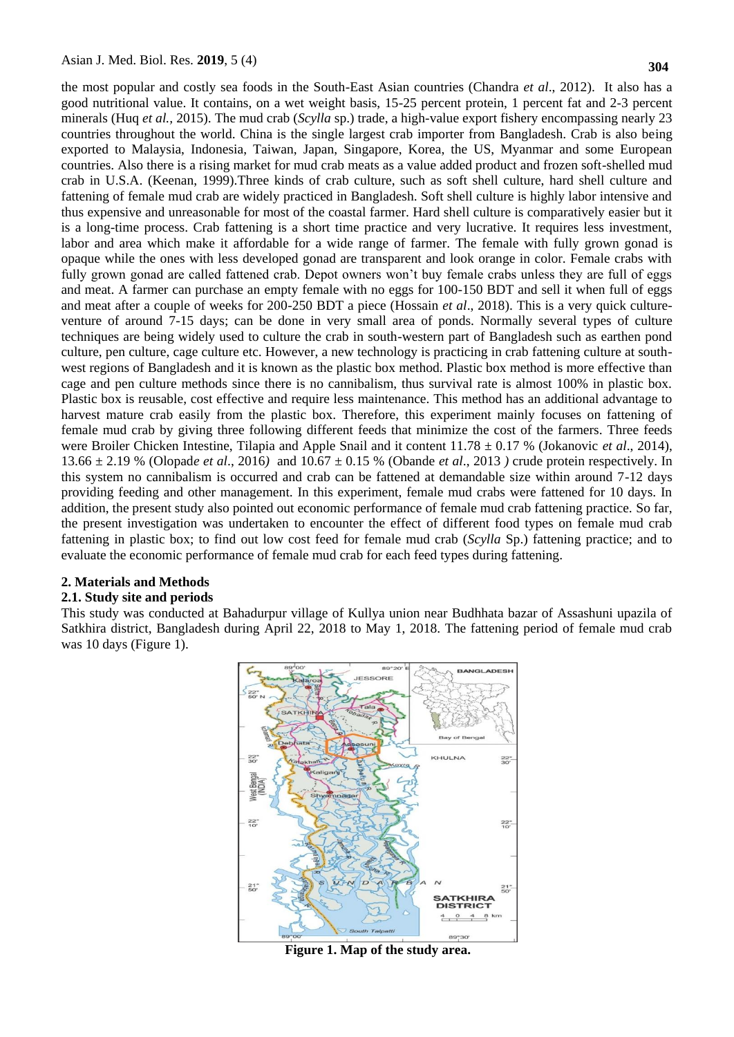the most popular and costly sea foods in the South-East Asian countries (Chandra *et al*., 2012). It also has a good nutritional value. It contains, on a wet weight basis, 15-25 percent protein, 1 percent fat and 2-3 percent minerals (Huq *et al.*, 2015). The mud crab (*Scylla* sp.) trade, a high-value export fishery encompassing nearly 23 countries throughout the world. China is the single largest crab importer from Bangladesh. Crab is also being exported to Malaysia, Indonesia, Taiwan, Japan, Singapore, Korea, the US, Myanmar and some European countries. Also there is a rising market for mud crab meats as a value added product and frozen soft-shelled mud crab in U.S.A. (Keenan, 1999).Three kinds of crab culture, such as soft shell culture, hard shell culture and fattening of female mud crab are widely practiced in Bangladesh. Soft shell culture is highly labor intensive and thus expensive and unreasonable for most of the coastal farmer. Hard shell culture is comparatively easier but it is a long-time process. Crab fattening is a short time practice and very lucrative. It requires less investment, labor and area which make it affordable for a wide range of farmer. The female with fully grown gonad is opaque while the ones with less developed gonad are transparent and look orange in color. Female crabs with fully grown gonad are called fattened crab. Depot owners won't buy female crabs unless they are full of eggs and meat. A farmer can purchase an empty female with no eggs for 100-150 BDT and sell it when full of eggs and meat after a couple of weeks for 200-250 BDT a piece (Hossain *et al*., 2018). This is a very quick culture-venture of around 7-15 days; can be done in very small area of ponds. Normally several types of culture techniques are being widely used to culture the crab in south-western part of Bangladesh such as earthen pond culture, pen culture, cage culture etc. However, a new technology is practicing in crab fattening culture at south-west regions of Bangladesh and it is known as the plastic box method. Plastic box method is more effective than cage and pen culture methods since there is no cannibalism, thus survival rate is almost 100% in plastic box. Plastic box is reusable, cost effective and require less maintenance. This method has an additional advantage to harvest mature crab easily from the plastic box. Therefore, this experiment mainly focuses on fattening of female mud crab by giving three following different feeds that minimize the cost of the farmers. Three feeds were Broiler Chicken Intestine, Tilapia and Apple Snail and it content 11.78 ± 0.17 % (Jokanovic *et al*., 2014), 13.66 ± 2.19 % (Olopade *et al*., 2016) and 10.67 ± 0.15 % (Obande *et al*., 2013 ) crude protein respectively. In this system no cannibalism is occurred and crab can be fattened at demandable size within around 7-12 days providing feeding and other management. In this experiment, female mud crabs were fattened for 10 days. In addition, the present study also pointed out economic performance of female mud crab fattening practice. So far, the present investigation was undertaken to encounter the effect of different food types on female mud crab fattening in plastic box; to find out low cost feed for female mud crab (*Scylla* Sp.) fattening practice; and to evaluate the economic performance of female mud crab for each feed types during fattening.

## 2. Materials and Methods

### 2.1. Study site and periods

This study was conducted at Bahadurpur village of Kullya union near Budhhata bazar of Assashuni upazila of Satkhira district, Bangladesh during April 22, 2018 to May 1, 2018. The fattening period of female mud crab was 10 days (Figure 1).

**Figure 1. Map of the study area.**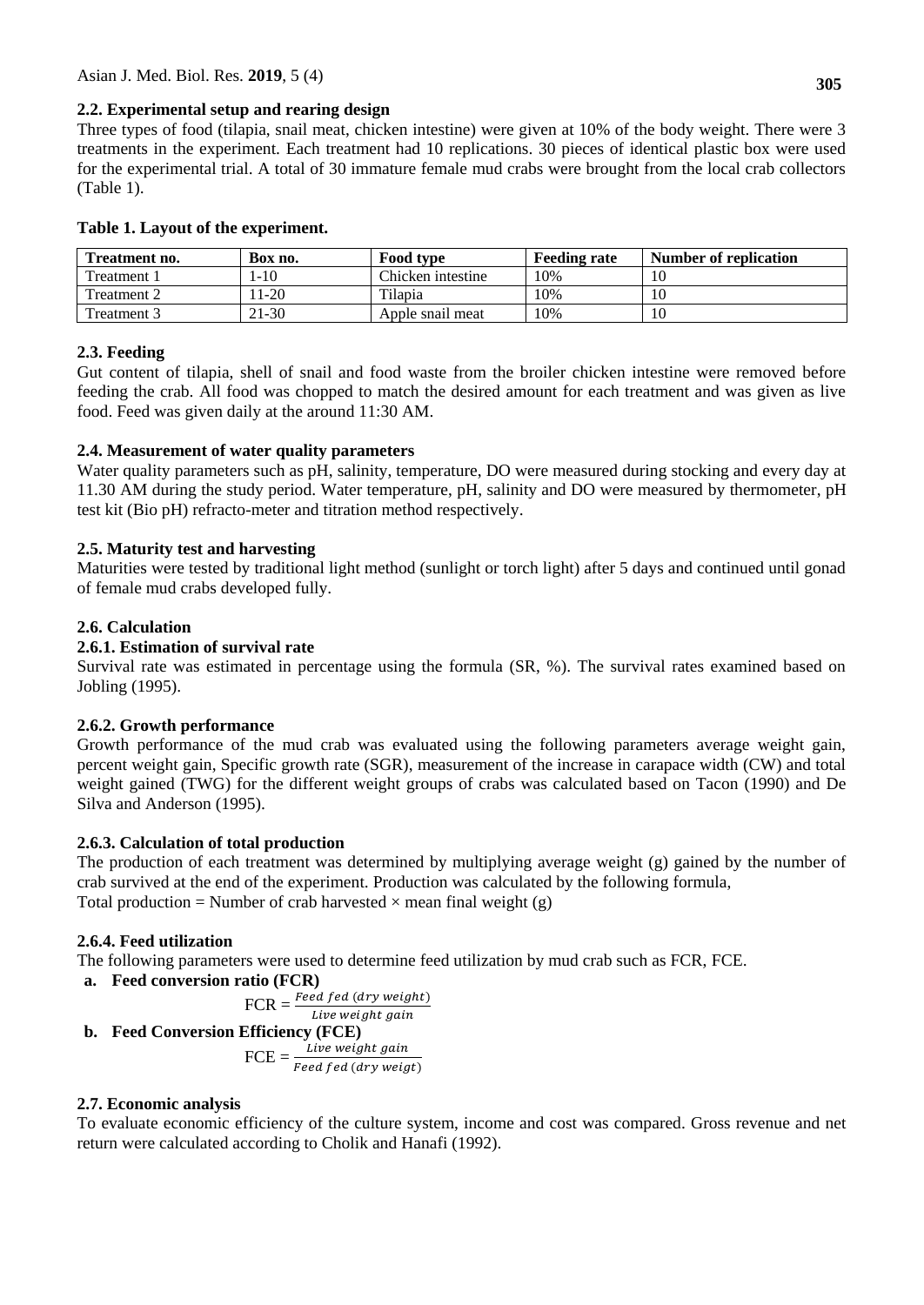### 2.2. Experimental setup and rearing design

Three types of food (tilapia, snail meat, chicken intestine) were given at 10% of the body weight. There were 3 treatments in the experiment. Each treatment had 10 replications. 30 pieces of identical plastic box were used for the experimental trial. A total of 30 immature female mud crabs were brought from the local crab collectors (Table 1).

**Table 1. Layout of the experiment.**

| Treatment no. | Box no. | Food type | Feeding rate | Number of replication |
|---|---|---|---|---|
| Treatment 1 | 1-10 | Chicken intestine | 10% | 10 |
| Treatment 2 | 11-20 | Tilapia | 10% | 10 |
| Treatment 3 | 21-30 | Apple snail meat | 10% | 10 |

### 2.3. Feeding

Gut content of tilapia, shell of snail and food waste from the broiler chicken intestine were removed before feeding the crab. All food was chopped to match the desired amount for each treatment and was given as live food. Feed was given daily at the around 11:30 AM.

### 2.4. Measurement of water quality parameters

Water quality parameters such as pH, salinity, temperature, DO were measured during stocking and every day at 11.30 AM during the study period. Water temperature, pH, salinity and DO were measured by thermometer, pH test kit (Bio pH) refracto-meter and titration method respectively.

### 2.5. Maturity test and harvesting

Maturities were tested by traditional light method (sunlight or torch light) after 5 days and continued until gonad of female mud crabs developed fully.

### 2.6. Calculation

#### 2.6.1. Estimation of survival rate

Survival rate was estimated in percentage using the formula (SR, %). The survival rates examined based on Jobling (1995).

#### 2.6.2. Growth performance

Growth performance of the mud crab was evaluated using the following parameters average weight gain, percent weight gain, Specific growth rate (SGR), measurement of the increase in carapace width (CW) and total weight gained (TWG) for the different weight groups of crabs was calculated based on Tacon (1990) and De Silva and Anderson (1995).

#### 2.6.3. Calculation of total production

The production of each treatment was determined by multiplying average weight (g) gained by the number of crab survived at the end of the experiment. Production was calculated by the following formula,

Total production = Number of crab harvested × mean final weight (g)

#### 2.6.4. Feed utilization

The following parameters were used to determine feed utilization by mud crab such as FCR, FCE.

**a. Feed conversion ratio (FCR)**

$$\text{FCR} = \frac{Feed\ fed\ (dry\ weight)}{Live\ weight\ gain}$$

**b. Feed Conversion Efficiency (FCE)**

$$\text{FCE} = \frac{Live\ weight\ gain}{Feed\ fed\ (dry\ weigt)}$$

### 2.7. Economic analysis

To evaluate economic efficiency of the culture system, income and cost was compared. Gross revenue and net return were calculated according to Cholik and Hanafi (1992).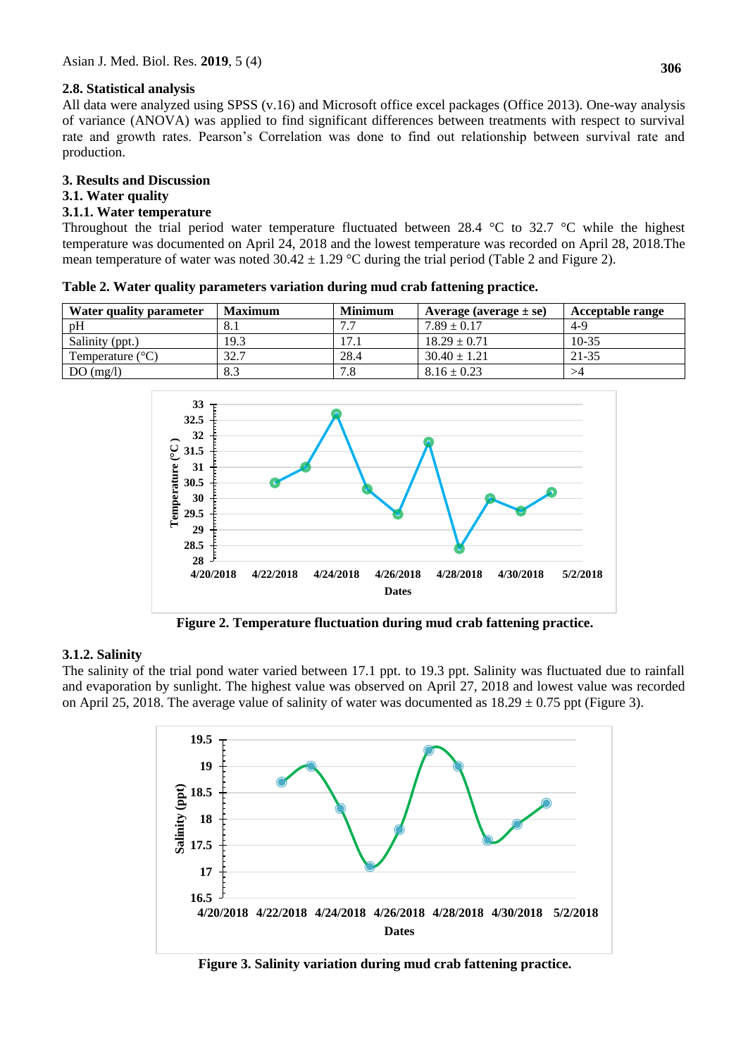### 2.8. Statistical analysis

All data were analyzed using SPSS (v.16) and Microsoft office excel packages (Office 2013). One-way analysis of variance (ANOVA) was applied to find significant differences between treatments with respect to survival rate and growth rates. Pearson's Correlation was done to find out relationship between survival rate and production.

## 3. Results and Discussion

### 3.1. Water quality

#### 3.1.1. Water temperature

Throughout the trial period water temperature fluctuated between 28.4 °C to 32.7 °C while the highest temperature was documented on April 24, 2018 and the lowest temperature was recorded on April 28, 2018.The mean temperature of water was noted 30.42 ± 1.29 °C during the trial period (Table 2 and Figure 2).

**Table 2. Water quality parameters variation during mud crab fattening practice.**

| Water quality parameter | Maximum | Minimum | Average (average ± se) | Acceptable range |
|---|---|---|---|---|
| pH | 8.1 | 7.7 | 7.89 ± 0.17 | 4-9 |
| Salinity (ppt.) | 19.3 | 17.1 | 18.29 ± 0.71 | 10-35 |
| Temperature (°C) | 32.7 | 28.4 | 30.40 ± 1.21 | 21-35 |
| DO (mg/l) | 8.3 | 7.8 | 8.16 ± 0.23 | >4 |

**Figure 2. Temperature fluctuation during mud crab fattening practice.**

#### 3.1.2. Salinity

The salinity of the trial pond water varied between 17.1 ppt. to 19.3 ppt. Salinity was fluctuated due to rainfall and evaporation by sunlight. The highest value was observed on April 27, 2018 and lowest value was recorded on April 25, 2018. The average value of salinity of water was documented as 18.29 ± 0.75 ppt (Figure 3).

**Figure 3. Salinity variation during mud crab fattening practice.**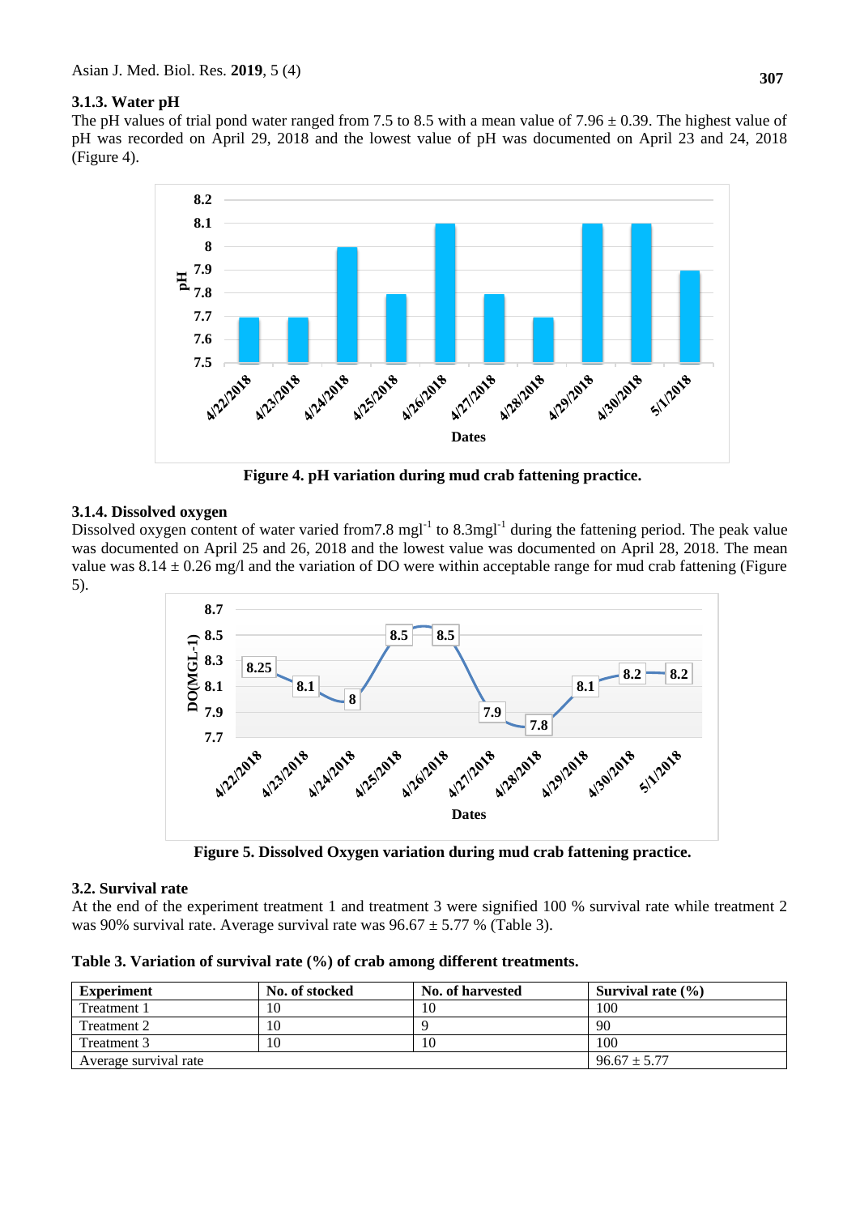### 3.1.3. Water pH

The pH values of trial pond water ranged from 7.5 to 8.5 with a mean value of 7.96 ± 0.39. The highest value of pH was recorded on April 29, 2018 and the lowest value of pH was documented on April 23 and 24, 2018 (Figure 4).

**Figure 4. pH variation during mud crab fattening practice.**

### 3.1.4. Dissolved oxygen

Dissolved oxygen content of water varied from7.8 mgl$^{-1}$ to 8.3mgl$^{-1}$ during the fattening period. The peak value was documented on April 25 and 26, 2018 and the lowest value was documented on April 28, 2018. The mean value was 8.14 ± 0.26 mg/l and the variation of DO were within acceptable range for mud crab fattening (Figure 5).

**Figure 5. Dissolved Oxygen variation during mud crab fattening practice.**

## 3.2. Survival rate

At the end of the experiment treatment 1 and treatment 3 were signified 100 % survival rate while treatment 2 was 90% survival rate. Average survival rate was 96.67 ± 5.77 % (Table 3).

**Table 3. Variation of survival rate (%) of crab among different treatments.**

| Experiment | No. of stocked | No. of harvested | Survival rate (%) |
|---|---|---|---|
| Treatment 1 | 10 | 10 | 100 |
| Treatment 2 | 10 | 9 | 90 |
| Treatment 3 | 10 | 10 | 100 |
| Average survival rate | | | 96.67 ± 5.77 |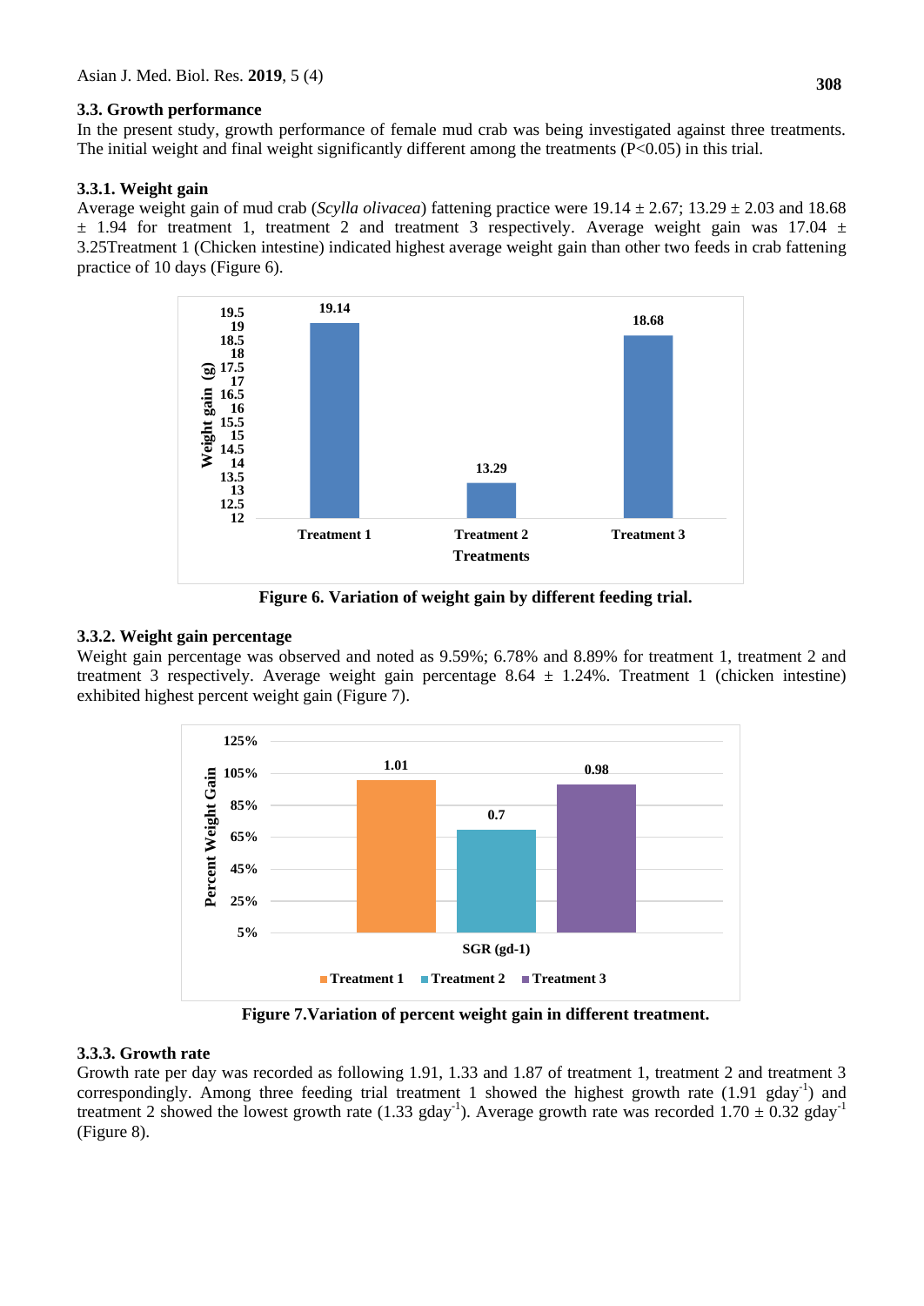### 3.3. Growth performance

In the present study, growth performance of female mud crab was being investigated against three treatments. The initial weight and final weight significantly different among the treatments ($P<0.05$) in this trial.

#### 3.3.1. Weight gain

Average weight gain of mud crab (*Scylla olivacea*) fattening practice were 19.14 ± 2.67; 13.29 ± 2.03 and 18.68 ± 1.94 for treatment 1, treatment 2 and treatment 3 respectively. Average weight gain was 17.04 ± 3.25Treatment 1 (Chicken intestine) indicated highest average weight gain than other two feeds in crab fattening practice of 10 days (Figure 6).

**Figure 6. Variation of weight gain by different feeding trial.**

#### 3.3.2. Weight gain percentage

Weight gain percentage was observed and noted as 9.59%; 6.78% and 8.89% for treatment 1, treatment 2 and treatment 3 respectively. Average weight gain percentage 8.64 ± 1.24%. Treatment 1 (chicken intestine) exhibited highest percent weight gain (Figure 7).

**Figure 7.Variation of percent weight gain in different treatment.**

#### 3.3.3. Growth rate

Growth rate per day was recorded as following 1.91, 1.33 and 1.87 of treatment 1, treatment 2 and treatment 3 correspondingly. Among three feeding trial treatment 1 showed the highest growth rate (1.91 $gday^{-1}$) and treatment 2 showed the lowest growth rate (1.33 $gday^{-1}$). Average growth rate was recorded 1.70 ± 0.32 $gday^{-1}$ (Figure 8).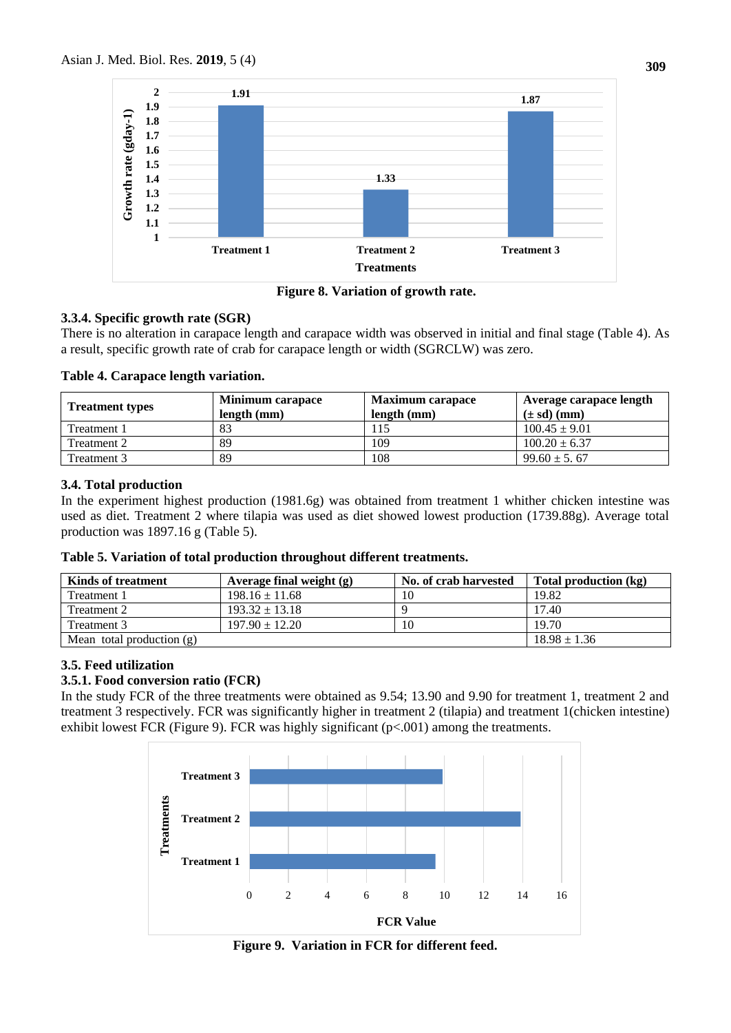Figure 8. Variation of growth rate.

### 3.3.4. Specific growth rate (SGR)

There is no alteration in carapace length and carapace width was observed in initial and final stage (Table 4). As a result, specific growth rate of crab for carapace length or width (SGRCLW) was zero.

**Table 4. Carapace length variation.**

| Treatment types | Minimum carapace length (mm) | Maximum carapace length (mm) | Average carapace length (± sd) (mm) |
|---|---|---|---|
| Treatment 1 | 83 | 115 | 100.45 ± 9.01 |
| Treatment 2 | 89 | 109 | 100.20 ± 6.37 |
| Treatment 3 | 89 | 108 | 99.60 ± 5. 67 |

## 3.4. Total production

In the experiment highest production (1981.6g) was obtained from treatment 1 whither chicken intestine was used as diet. Treatment 2 where tilapia was used as diet showed lowest production (1739.88g). Average total production was 1897.16 g (Table 5).

**Table 5. Variation of total production throughout different treatments.**

| Kinds of treatment | Average final weight (g) | No. of crab harvested | Total production (kg) |
|---|---|---|---|
| Treatment 1 | 198.16 ± 11.68 | 10 | 19.82 |
| Treatment 2 | 193.32 ± 13.18 | 9 | 17.40 |
| Treatment 3 | 197.90 ± 12.20 | 10 | 19.70 |
| Mean total production (g) | | | 18.98 ± 1.36 |

## 3.5. Feed utilization

### 3.5.1. Food conversion ratio (FCR)

In the study FCR of the three treatments were obtained as 9.54; 13.90 and 9.90 for treatment 1, treatment 2 and treatment 3 respectively. FCR was significantly higher in treatment 2 (tilapia) and treatment 1(chicken intestine) exhibit lowest FCR (Figure 9). FCR was highly significant ($p<.001$) among the treatments.

Figure 9. Variation in FCR for different feed.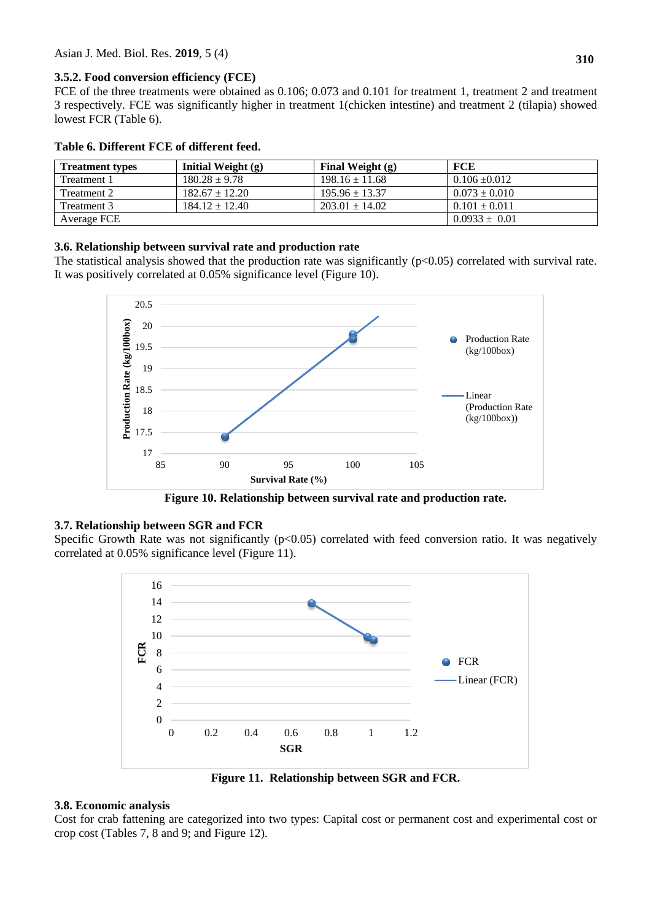### 3.5.2. Food conversion efficiency (FCE)

FCE of the three treatments were obtained as 0.106; 0.073 and 0.101 for treatment 1, treatment 2 and treatment 3 respectively. FCE was significantly higher in treatment 1(chicken intestine) and treatment 2 (tilapia) showed lowest FCR (Table 6).

**Table 6. Different FCE of different feed.**

| Treatment types | Initial Weight (g) | Final Weight (g) | FCE |
|---|---|---|---|
| Treatment 1 | 180.28 ± 9.78 | 198.16 ± 11.68 | 0.106 ±0.012 |
| Treatment 2 | 182.67 ± 12.20 | 195.96 ± 13.37 | 0.073 ± 0.010 |
| Treatment 3 | 184.12 ± 12.40 | 203.01 ± 14.02 | 0.101 ± 0.011 |
| Average FCE | | | 0.0933 ± 0.01 |

### 3.6. Relationship between survival rate and production rate

The statistical analysis showed that the production rate was significantly ($p<0.05$) correlated with survival rate. It was positively correlated at 0.05% significance level (Figure 10).

**Figure 10. Relationship between survival rate and production rate.**

### 3.7. Relationship between SGR and FCR

Specific Growth Rate was not significantly ($p<0.05$) correlated with feed conversion ratio. It was negatively correlated at 0.05% significance level (Figure 11).

**Figure 11. Relationship between SGR and FCR.**

### 3.8. Economic analysis

Cost for crab fattening are categorized into two types: Capital cost or permanent cost and experimental cost or crop cost (Tables 7, 8 and 9; and Figure 12).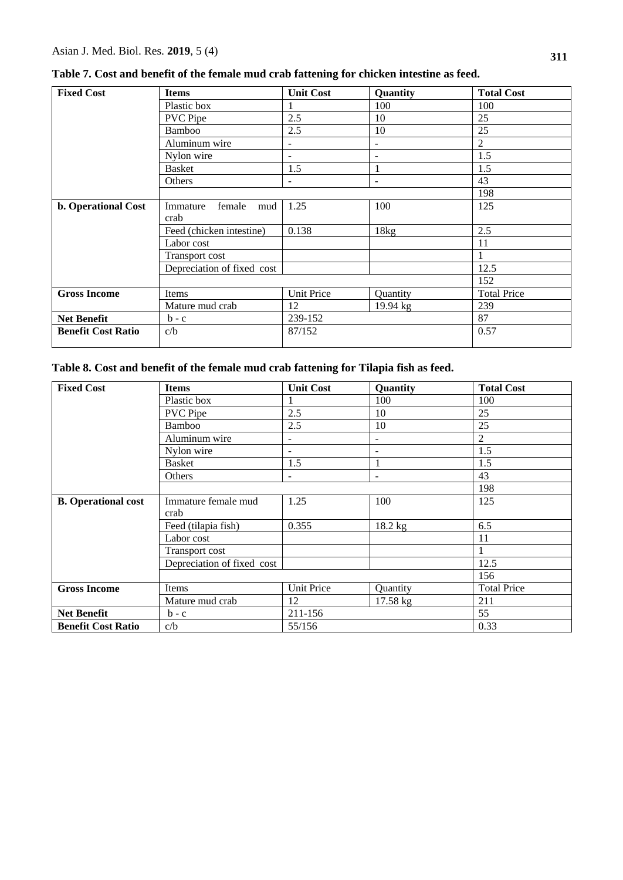**Table 7. Cost and benefit of the female mud crab fattening for chicken intestine as feed.**

| **Fixed Cost** | **Items** | **Unit Cost** | **Quantity** | **Total Cost** |
|---|---|---|---|---|
| | Plastic box | 1 | 100 | 100 |
| | PVC Pipe | 2.5 | 10 | 25 |
| | Bamboo | 2.5 | 10 | 25 |
| | Aluminum wire | - | - | 2 |
| | Nylon wire | - | - | 1.5 |
| | Basket | 1.5 | 1 | 1.5 |
| | Others | - | - | 43 |
| | | | | 198 |
| **b. Operational Cost** | Immature female mud crab | 1.25 | 100 | 125 |
| | Feed (chicken intestine) | 0.138 | 18kg | 2.5 |
| | Labor cost | | | 11 |
| | Transport cost | | | 1 |
| | Depreciation of fixed cost | | | 12.5 |
| | | | | 152 |
| **Gross Income** | Items | Unit Price | Quantity | Total Price |
| | Mature mud crab | 12 | 19.94 kg | 239 |
| **Net Benefit** | b - c | 239-152 | | 87 |
| **Benefit Cost Ratio** | c/b | 87/152 | | 0.57 |

**Table 8. Cost and benefit of the female mud crab fattening for Tilapia fish as feed.**

| **Fixed Cost** | **Items** | **Unit Cost** | **Quantity** | **Total Cost** |
|---|---|---|---|---|
| | Plastic box | 1 | 100 | 100 |
| | PVC Pipe | 2.5 | 10 | 25 |
| | Bamboo | 2.5 | 10 | 25 |
| | Aluminum wire | - | - | 2 |
| | Nylon wire | - | - | 1.5 |
| | Basket | 1.5 | 1 | 1.5 |
| | Others | - | - | 43 |
| | | | | 198 |
| **B. Operational cost** | Immature female mud crab | 1.25 | 100 | 125 |
| | Feed (tilapia fish) | 0.355 | 18.2 kg | 6.5 |
| | Labor cost | | | 11 |
| | Transport cost | | | 1 |
| | Depreciation of fixed cost | | | 12.5 |
| | | | | 156 |
| **Gross Income** | Items | Unit Price | Quantity | Total Price |
| | Mature mud crab | 12 | 17.58 kg | 211 |
| **Net Benefit** | b - c | 211-156 | | 55 |
| **Benefit Cost Ratio** | c/b | 55/156 | | 0.33 |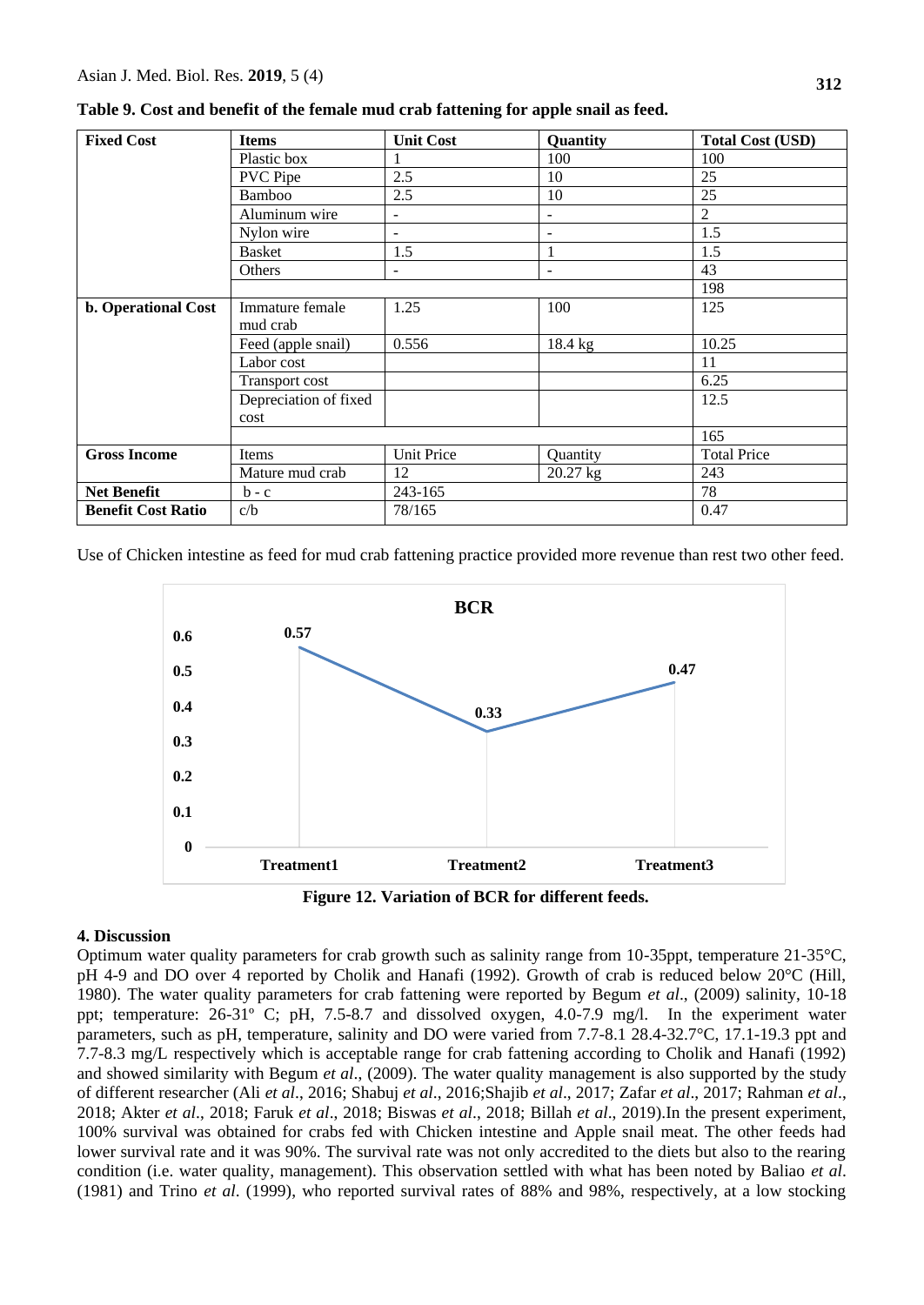**Table 9. Cost and benefit of the female mud crab fattening for apple snail as feed.**

| Fixed Cost | Items | Unit Cost | Quantity | Total Cost (USD) |
|---|---|---|---|---|
| | Plastic box | 1 | 100 | 100 |
| | PVC Pipe | 2.5 | 10 | 25 |
| | Bamboo | 2.5 | 10 | 25 |
| | Aluminum wire | - | - | 2 |
| | Nylon wire | - | - | 1.5 |
| | Basket | 1.5 | 1 | 1.5 |
| | Others | - | - | 43 |
| | | | | 198 |
| **b. Operational Cost** | Immature female mud crab | 1.25 | 100 | 125 |
| | Feed (apple snail) | 0.556 | 18.4 kg | 10.25 |
| | Labor cost | | | 11 |
| | Transport cost | | | 6.25 |
| | Depreciation of fixed cost | | | 12.5 |
| | | | | 165 |
| **Gross Income** | Items | Unit Price | Quantity | Total Price |
| | Mature mud crab | 12 | 20.27 kg | 243 |
| **Net Benefit** | b - c | 243-165 | | 78 |
| **Benefit Cost Ratio** | c/b | 78/165 | | 0.47 |

Use of Chicken intestine as feed for mud crab fattening practice provided more revenue than rest two other feed.

**Figure 12. Variation of BCR for different feeds.**

## 4. Discussion

Optimum water quality parameters for crab growth such as salinity range from 10-35ppt, temperature 21-35°C, pH 4-9 and DO over 4 reported by Cholik and Hanafi (1992). Growth of crab is reduced below 20°C (Hill, 1980). The water quality parameters for crab fattening were reported by Begum *et al*., (2009) salinity, 10-18 ppt; temperature: 26-31° C; pH, 7.5-8.7 and dissolved oxygen, 4.0-7.9 mg/l. In the experiment water parameters, such as pH, temperature, salinity and DO were varied from 7.7-8.1 28.4-32.7°C, 17.1-19.3 ppt and 7.7-8.3 mg/L respectively which is acceptable range for crab fattening according to Cholik and Hanafi (1992) and showed similarity with Begum *et al*., (2009). The water quality management is also supported by the study of different researcher (Ali *et al*., 2016; Shabuj *et al*., 2016;Shajib *et al*., 2017; Zafar *et al*., 2017; Rahman *et al*., 2018; Akter *et al*., 2018; Faruk *et al*., 2018; Biswas *et al*., 2018; Billah *et al*., 2019).In the present experiment, 100% survival was obtained for crabs fed with Chicken intestine and Apple snail meat. The other feeds had lower survival rate and it was 90%. The survival rate was not only accredited to the diets but also to the rearing condition (i.e. water quality, management). This observation settled with what has been noted by Baliao *et al*. (1981) and Trino *et al*. (1999), who reported survival rates of 88% and 98%, respectively, at a low stocking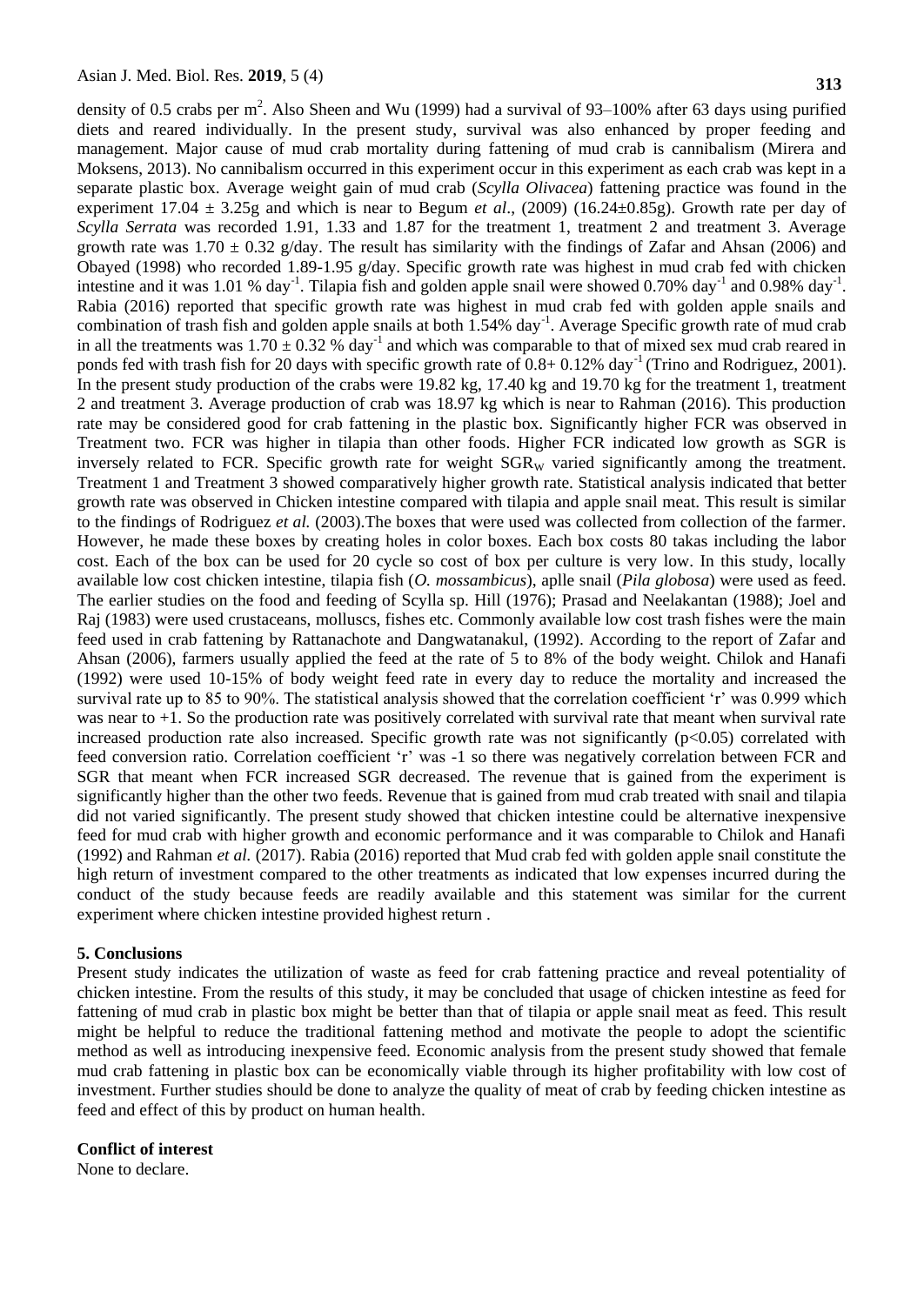density of 0.5 crabs per $m^2$. Also Sheen and Wu (1999) had a survival of 93–100% after 63 days using purified diets and reared individually. In the present study, survival was also enhanced by proper feeding and management. Major cause of mud crab mortality during fattening of mud crab is cannibalism (Mirera and Moksens, 2013). No cannibalism occurred in this experiment occur in this experiment as each crab was kept in a separate plastic box. Average weight gain of mud crab (*Scylla Olivacea*) fattening practice was found in the experiment 17.04 ± 3.25g and which is near to Begum *et al*., (2009) (16.24±0.85g). Growth rate per day of *Scylla Serrata* was recorded 1.91, 1.33 and 1.87 for the treatment 1, treatment 2 and treatment 3. Average growth rate was 1.70 ± 0.32 g/day. The result has similarity with the findings of Zafar and Ahsan (2006) and Obayed (1998) who recorded 1.89-1.95 g/day. Specific growth rate was highest in mud crab fed with chicken intestine and it was 1.01 % $day^{-1}$. Tilapia fish and golden apple snail were showed 0.70% $day^{-1}$ and 0.98% $day^{-1}$. Rabia (2016) reported that specific growth rate was highest in mud crab fed with golden apple snails and combination of trash fish and golden apple snails at both 1.54% $day^{-1}$. Average Specific growth rate of mud crab in all the treatments was 1.70 ± 0.32 % $day^{-1}$ and which was comparable to that of mixed sex mud crab reared in ponds fed with trash fish for 20 days with specific growth rate of 0.8+ 0.12% $day^{-1}$ (Trino and Rodriguez, 2001). In the present study production of the crabs were 19.82 kg, 17.40 kg and 19.70 kg for the treatment 1, treatment 2 and treatment 3. Average production of crab was 18.97 kg which is near to Rahman (2016). This production rate may be considered good for crab fattening in the plastic box. Significantly higher FCR was observed in Treatment two. FCR was higher in tilapia than other foods. Higher FCR indicated low growth as SGR is inversely related to FCR. Specific growth rate for weight $SGR_W$ varied significantly among the treatment. Treatment 1 and Treatment 3 showed comparatively higher growth rate. Statistical analysis indicated that better growth rate was observed in Chicken intestine compared with tilapia and apple snail meat. This result is similar to the findings of Rodriguez *et al.* (2003).The boxes that were used was collected from collection of the farmer. However, he made these boxes by creating holes in color boxes. Each box costs 80 takas including the labor cost. Each of the box can be used for 20 cycle so cost of box per culture is very low. In this study, locally available low cost chicken intestine, tilapia fish (*O. mossambicus*), aplle snail (*Pila globosa*) were used as feed. The earlier studies on the food and feeding of Scylla sp. Hill (1976); Prasad and Neelakantan (1988); Joel and Raj (1983) were used crustaceans, molluscs, fishes etc. Commonly available low cost trash fishes were the main feed used in crab fattening by Rattanachote and Dangwatanakul, (1992). According to the report of Zafar and Ahsan (2006), farmers usually applied the feed at the rate of 5 to 8% of the body weight. Chilok and Hanafi (1992) were used 10-15% of body weight feed rate in every day to reduce the mortality and increased the survival rate up to 85 to 90%. The statistical analysis showed that the correlation coefficient 'r' was 0.999 which was near to +1. So the production rate was positively correlated with survival rate that meant when survival rate increased production rate also increased. Specific growth rate was not significantly ($p<0.05$) correlated with feed conversion ratio. Correlation coefficient 'r' was -1 so there was negatively correlation between FCR and SGR that meant when FCR increased SGR decreased. The revenue that is gained from the experiment is significantly higher than the other two feeds. Revenue that is gained from mud crab treated with snail and tilapia did not varied significantly. The present study showed that chicken intestine could be alternative inexpensive feed for mud crab with higher growth and economic performance and it was comparable to Chilok and Hanafi (1992) and Rahman *et al.* (2017). Rabia (2016) reported that Mud crab fed with golden apple snail constitute the high return of investment compared to the other treatments as indicated that low expenses incurred during the conduct of the study because feeds are readily available and this statement was similar for the current experiment where chicken intestine provided highest return .

## 5. Conclusions

Present study indicates the utilization of waste as feed for crab fattening practice and reveal potentiality of chicken intestine. From the results of this study, it may be concluded that usage of chicken intestine as feed for fattening of mud crab in plastic box might be better than that of tilapia or apple snail meat as feed. This result might be helpful to reduce the traditional fattening method and motivate the people to adopt the scientific method as well as introducing inexpensive feed. Economic analysis from the present study showed that female mud crab fattening in plastic box can be economically viable through its higher profitability with low cost of investment. Further studies should be done to analyze the quality of meat of crab by feeding chicken intestine as feed and effect of this by product on human health.

## Conflict of interest

None to declare.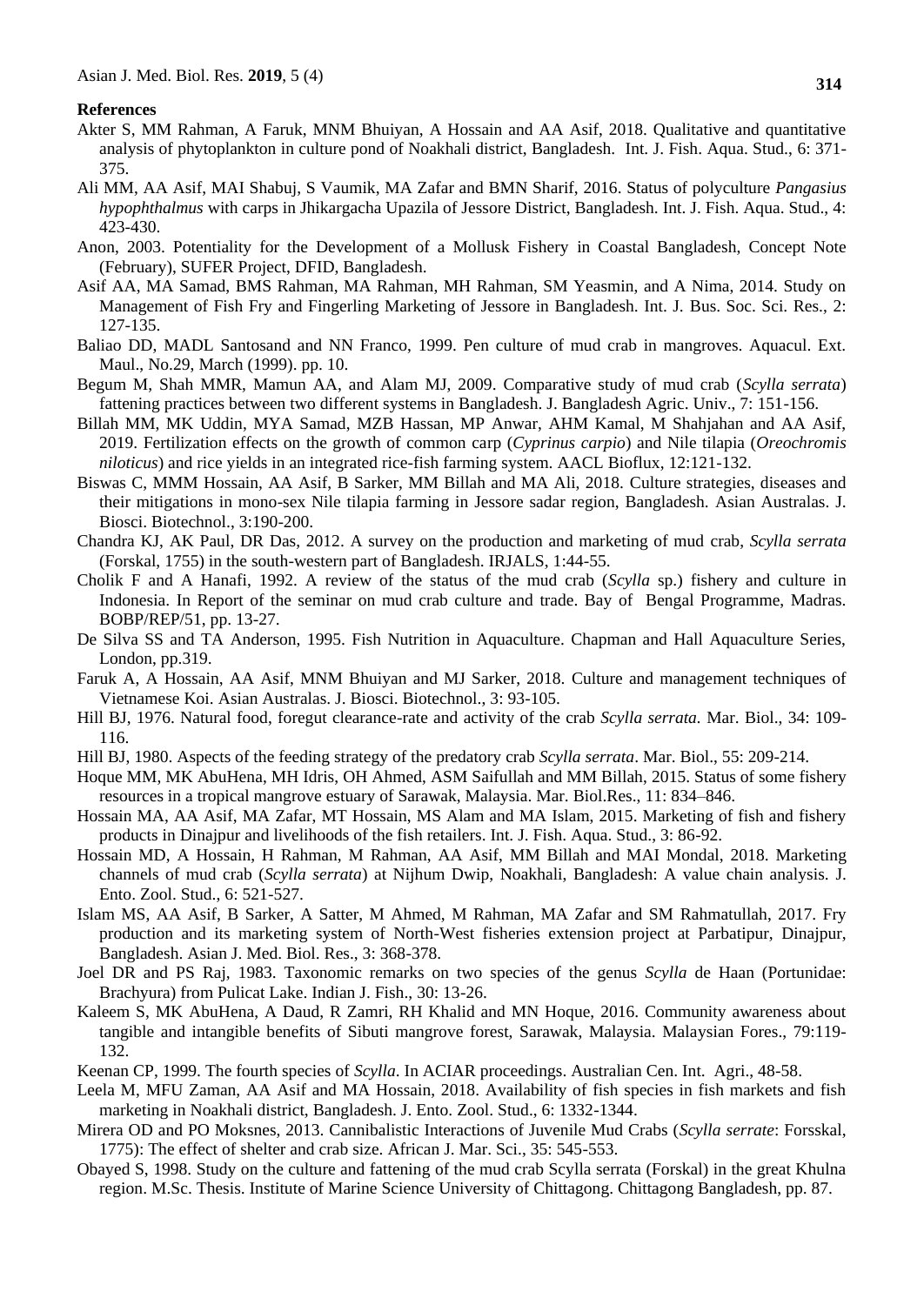## References

Akter S, MM Rahman, A Faruk, MNM Bhuiyan, A Hossain and AA Asif, 2018. Qualitative and quantitative analysis of phytoplankton in culture pond of Noakhali district, Bangladesh. Int. J. Fish. Aqua. Stud., 6: 371-375.

Ali MM, AA Asif, MAI Shabuj, S Vaumik, MA Zafar and BMN Sharif, 2016. Status of polyculture *Pangasius hypophthalmus* with carps in Jhikargacha Upazila of Jessore District, Bangladesh. Int. J. Fish. Aqua. Stud., 4: 423-430.

Anon, 2003. Potentiality for the Development of a Mollusk Fishery in Coastal Bangladesh, Concept Note (February), SUFER Project, DFID, Bangladesh.

Asif AA, MA Samad, BMS Rahman, MA Rahman, MH Rahman, SM Yeasmin, and A Nima, 2014. Study on Management of Fish Fry and Fingerling Marketing of Jessore in Bangladesh. Int. J. Bus. Soc. Sci. Res., 2: 127-135.

Baliao DD, MADL Santosand and NN Franco, 1999. Pen culture of mud crab in mangroves. Aquacul. Ext. Maul., No.29, March (1999). pp. 10.

Begum M, Shah MMR, Mamun AA, and Alam MJ, 2009. Comparative study of mud crab (*Scylla serrata*) fattening practices between two different systems in Bangladesh. J. Bangladesh Agric. Univ., 7: 151-156.

Billah MM, MK Uddin, MYA Samad, MZB Hassan, MP Anwar, AHM Kamal, M Shahjahan and AA Asif, 2019. Fertilization effects on the growth of common carp (*Cyprinus carpio*) and Nile tilapia (*Oreochromis niloticus*) and rice yields in an integrated rice-fish farming system. AACL Bioflux, 12:121-132.

Biswas C, MMM Hossain, AA Asif, B Sarker, MM Billah and MA Ali, 2018. Culture strategies, diseases and their mitigations in mono-sex Nile tilapia farming in Jessore sadar region, Bangladesh. Asian Australas. J. Biosci. Biotechnol., 3:190-200.

Chandra KJ, AK Paul, DR Das, 2012. A survey on the production and marketing of mud crab, *Scylla serrata* (Forskal, 1755) in the south-western part of Bangladesh. IRJALS, 1:44-55.

Cholik F and A Hanafi, 1992. A review of the status of the mud crab (*Scylla* sp.) fishery and culture in Indonesia. In Report of the seminar on mud crab culture and trade. Bay of Bengal Programme, Madras. BOBP/REP/51, pp. 13-27.

De Silva SS and TA Anderson, 1995. Fish Nutrition in Aquaculture. Chapman and Hall Aquaculture Series, London, pp.319.

Faruk A, A Hossain, AA Asif, MNM Bhuiyan and MJ Sarker, 2018. Culture and management techniques of Vietnamese Koi. Asian Australas. J. Biosci. Biotechnol., 3: 93-105.

Hill BJ, 1976. Natural food, foregut clearance-rate and activity of the crab *Scylla serrata.* Mar. Biol., 34: 109-116.

Hill BJ, 1980. Aspects of the feeding strategy of the predatory crab *Scylla serrata*. Mar. Biol., 55: 209-214.

Hoque MM, MK AbuHena, MH Idris, OH Ahmed, ASM Saifullah and MM Billah, 2015. Status of some fishery resources in a tropical mangrove estuary of Sarawak, Malaysia. Mar. Biol.Res., 11: 834–846.

Hossain MA, AA Asif, MA Zafar, MT Hossain, MS Alam and MA Islam, 2015. Marketing of fish and fishery products in Dinajpur and livelihoods of the fish retailers. Int. J. Fish. Aqua. Stud., 3: 86-92.

Hossain MD, A Hossain, H Rahman, M Rahman, AA Asif, MM Billah and MAI Mondal, 2018. Marketing channels of mud crab (*Scylla serrata*) at Nijhum Dwip, Noakhali, Bangladesh: A value chain analysis. J. Ento. Zool. Stud., 6: 521-527.

Islam MS, AA Asif, B Sarker, A Satter, M Ahmed, M Rahman, MA Zafar and SM Rahmatullah, 2017. Fry production and its marketing system of North-West fisheries extension project at Parbatipur, Dinajpur, Bangladesh. Asian J. Med. Biol. Res., 3: 368-378.

Joel DR and PS Raj, 1983. Taxonomic remarks on two species of the genus *Scylla* de Haan (Portunidae: Brachyura) from Pulicat Lake. Indian J. Fish., 30: 13-26.

Kaleem S, MK AbuHena, A Daud, R Zamri, RH Khalid and MN Hoque, 2016. Community awareness about tangible and intangible benefits of Sibuti mangrove forest, Sarawak, Malaysia. Malaysian Fores., 79:119-132.

Keenan CP, 1999. The fourth species of *Scylla*. In ACIAR proceedings. Australian Cen. Int. Agri., 48-58.

Leela M, MFU Zaman, AA Asif and MA Hossain, 2018. Availability of fish species in fish markets and fish marketing in Noakhali district, Bangladesh. J. Ento. Zool. Stud., 6: 1332-1344.

Mirera OD and PO Moksnes, 2013. Cannibalistic Interactions of Juvenile Mud Crabs (*Scylla serrate*: Forsskal, 1775): The effect of shelter and crab size. African J. Mar. Sci., 35: 545-553.

Obayed S, 1998. Study on the culture and fattening of the mud crab Scylla serrata (Forskal) in the great Khulna region. M.Sc. Thesis. Institute of Marine Science University of Chittagong. Chittagong Bangladesh, pp. 87.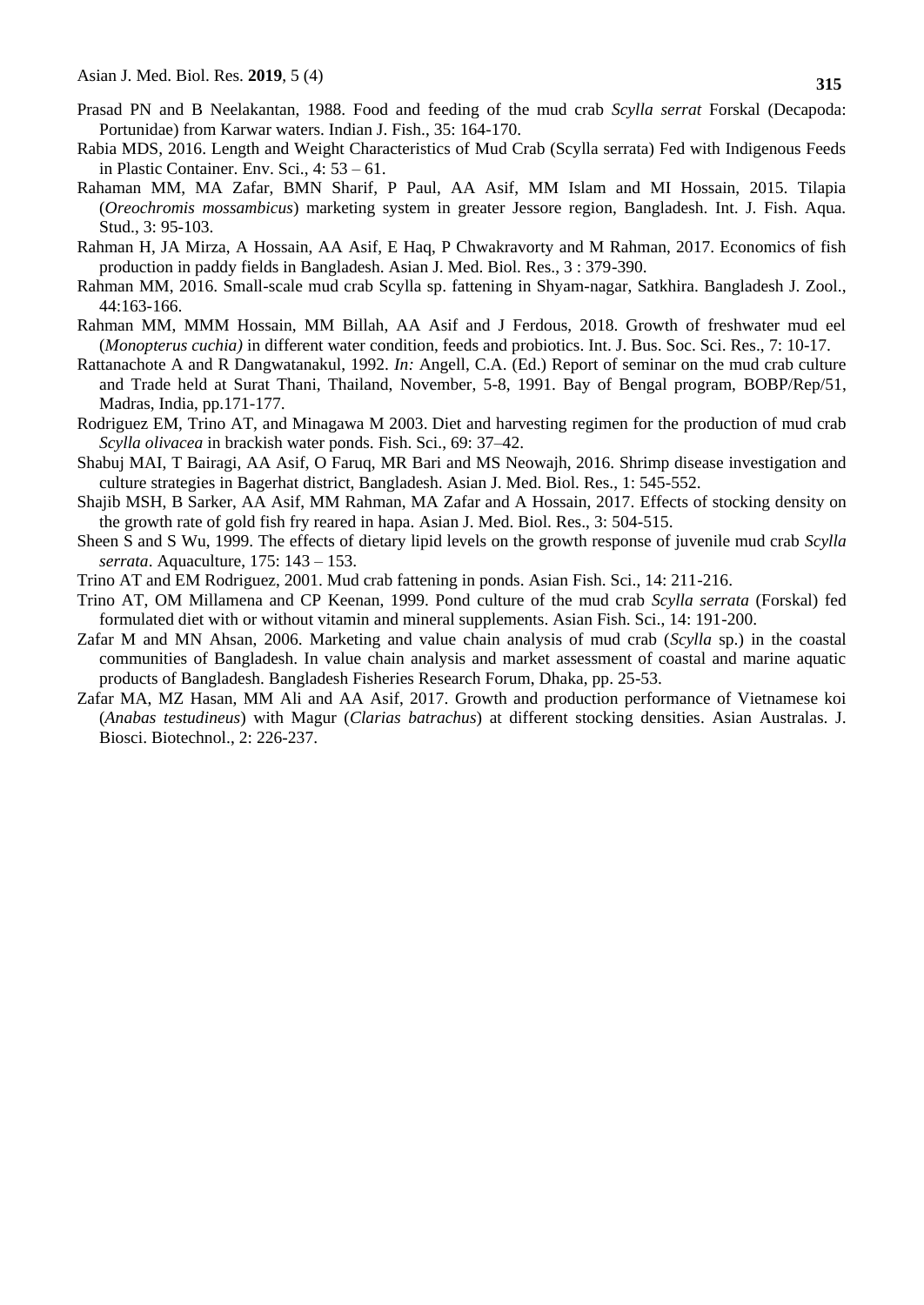Prasad PN and B Neelakantan, 1988. Food and feeding of the mud crab *Scylla serrat* Forskal (Decapoda: Portunidae) from Karwar waters. Indian J. Fish., 35: 164-170.

Rabia MDS, 2016. Length and Weight Characteristics of Mud Crab (Scylla serrata) Fed with Indigenous Feeds in Plastic Container. Env. Sci., 4: 53 – 61.

Rahaman MM, MA Zafar, BMN Sharif, P Paul, AA Asif, MM Islam and MI Hossain, 2015. Tilapia (*Oreochromis mossambicus*) marketing system in greater Jessore region, Bangladesh. Int. J. Fish. Aqua. Stud., 3: 95-103.

Rahman H, JA Mirza, A Hossain, AA Asif, E Haq, P Chwakravorty and M Rahman, 2017. Economics of fish production in paddy fields in Bangladesh. Asian J. Med. Biol. Res., 3 : 379-390.

Rahman MM, 2016. Small-scale mud crab Scylla sp. fattening in Shyam-nagar, Satkhira. Bangladesh J. Zool., 44:163-166.

Rahman MM, MMM Hossain, MM Billah, AA Asif and J Ferdous, 2018. Growth of freshwater mud eel (*Monopterus cuchia)* in different water condition, feeds and probiotics. Int. J. Bus. Soc. Sci. Res., 7: 10-17.

Rattanachote A and R Dangwatanakul, 1992. *In:* Angell, C.A. (Ed.) Report of seminar on the mud crab culture and Trade held at Surat Thani, Thailand, November, 5-8, 1991. Bay of Bengal program, BOBP/Rep/51, Madras, India, pp.171-177.

Rodriguez EM, Trino AT, and Minagawa M 2003. Diet and harvesting regimen for the production of mud crab *Scylla olivacea* in brackish water ponds. Fish. Sci., 69: 37–42.

Shabuj MAI, T Bairagi, AA Asif, O Faruq, MR Bari and MS Neowajh, 2016. Shrimp disease investigation and culture strategies in Bagerhat district, Bangladesh. Asian J. Med. Biol. Res., 1: 545-552.

Shajib MSH, B Sarker, AA Asif, MM Rahman, MA Zafar and A Hossain, 2017. Effects of stocking density on the growth rate of gold fish fry reared in hapa. Asian J. Med. Biol. Res., 3: 504-515.

Sheen S and S Wu, 1999. The effects of dietary lipid levels on the growth response of juvenile mud crab *Scylla serrata*. Aquaculture, 175: 143 – 153.

Trino AT and EM Rodriguez, 2001. Mud crab fattening in ponds. Asian Fish. Sci., 14: 211-216.

Trino AT, OM Millamena and CP Keenan, 1999. Pond culture of the mud crab *Scylla serrata* (Forskal) fed formulated diet with or without vitamin and mineral supplements. Asian Fish. Sci., 14: 191-200.

Zafar M and MN Ahsan, 2006. Marketing and value chain analysis of mud crab (*Scylla* sp.) in the coastal communities of Bangladesh. In value chain analysis and market assessment of coastal and marine aquatic products of Bangladesh. Bangladesh Fisheries Research Forum, Dhaka, pp. 25-53.

Zafar MA, MZ Hasan, MM Ali and AA Asif, 2017. Growth and production performance of Vietnamese koi (*Anabas testudineus*) with Magur (*Clarias batrachus*) at different stocking densities. Asian Australas. J. Biosci. Biotechnol., 2: 226-237.